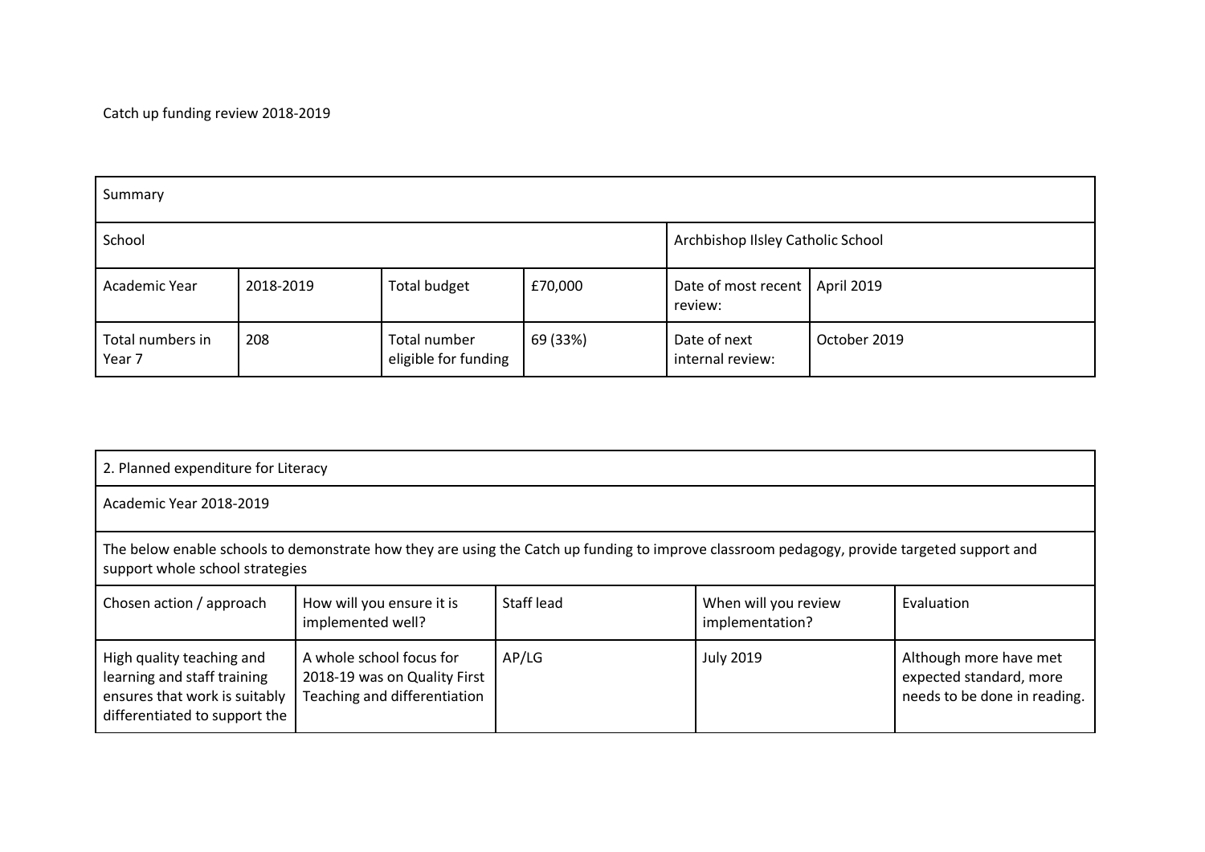Catch up funding review 2018-2019

| Summary | | | | | |
|---|---|---|---|---|---|
| School | | | | Archbishop Ilsley Catholic School | |
| Academic Year | 2018-2019 | Total budget | £70,000 | Date of most recent review: | April 2019 |
| Total numbers in Year 7 | 208 | Total number eligible for funding | 69 (33%) | Date of next internal review: | October 2019 |

| 2. Planned expenditure for Literacy | | | | |
|---|---|---|---|---|
| Academic Year 2018-2019 | | | | |
| The below enable schools to demonstrate how they are using the Catch up funding to improve classroom pedagogy, provide targeted support and support whole school strategies | | | | |
| Chosen action / approach | How will you ensure it is implemented well? | Staff lead | When will you review implementation? | Evaluation |
| High quality teaching and learning and staff training ensures that work is suitably differentiated to support the | A whole school focus for 2018-19 was on Quality First Teaching and differentiation | AP/LG | July 2019 | Although more have met expected standard, more needs to be done in reading. |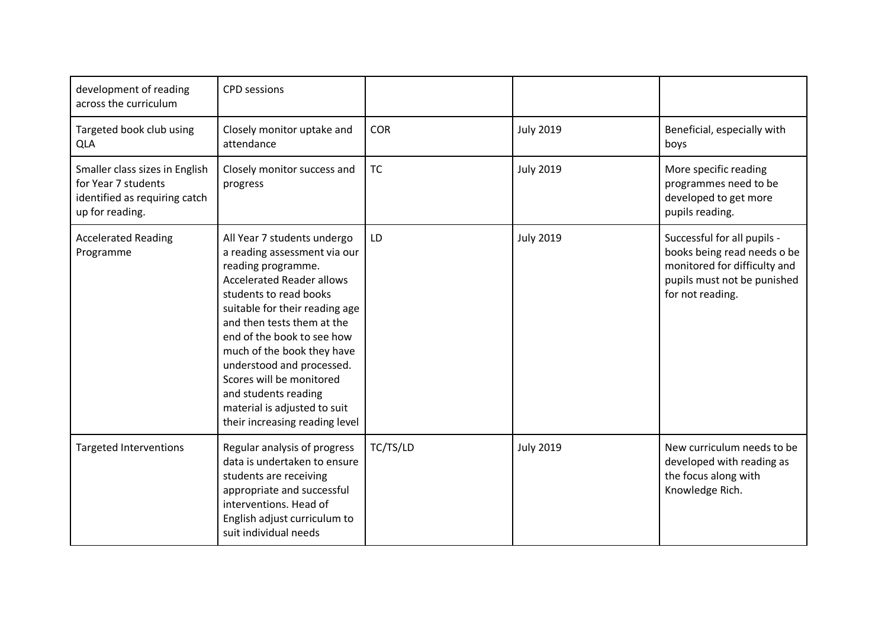| development of reading across the curriculum | CPD sessions | | | |
|---|---|---|---|---|
| Targeted book club using QLA | Closely monitor uptake and attendance | COR | July 2019 | Beneficial, especially with boys |
| Smaller class sizes in English for Year 7 students identified as requiring catch up for reading. | Closely monitor success and progress | TC | July 2019 | More specific reading programmes need to be developed to get more pupils reading. |
| Accelerated Reading Programme | All Year 7 students undergo a reading assessment via our reading programme. Accelerated Reader allows students to read books suitable for their reading age and then tests them at the end of the book to see how much of the book they have understood and processed. Scores will be monitored and students reading material is adjusted to suit their increasing reading level | LD | July 2019 | Successful for all pupils - books being read needs o be monitored for difficulty and pupils must not be punished for not reading. |
| Targeted Interventions | Regular analysis of progress data is undertaken to ensure students are receiving appropriate and successful interventions. Head of English adjust curriculum to suit individual needs | TC/TS/LD | July 2019 | New curriculum needs to be developed with reading as the focus along with Knowledge Rich. |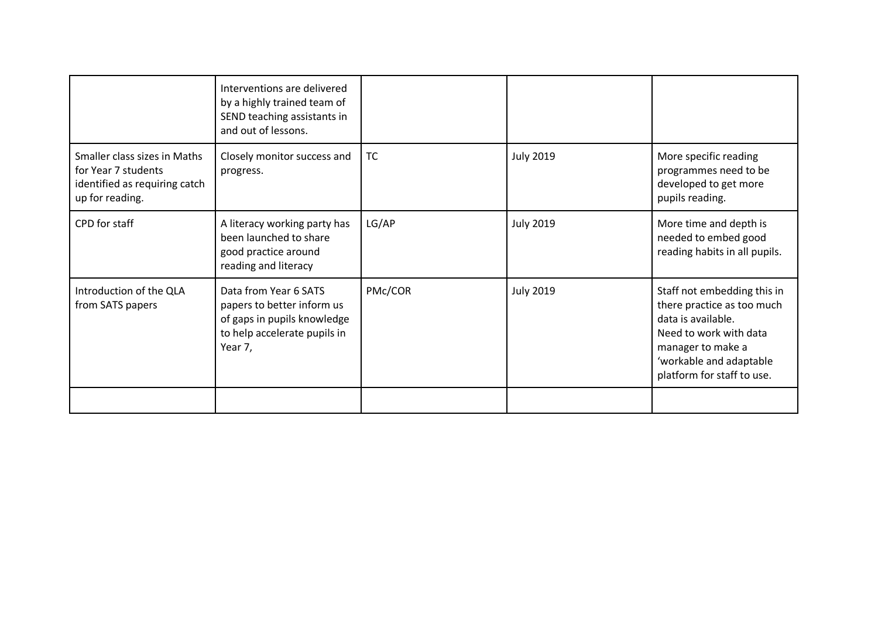| | | | | |
|---|---|---|---|---|
| | Interventions are delivered by a highly trained team of SEND teaching assistants in and out of lessons. | | | |
| Smaller class sizes in Maths for Year 7 students identified as requiring catch up for reading. | Closely monitor success and progress. | TC | July 2019 | More specific reading programmes need to be developed to get more pupils reading. |
| CPD for staff | A literacy working party has been launched to share good practice around reading and literacy | LG/AP | July 2019 | More time and depth is needed to embed good reading habits in all pupils. |
| Introduction of the QLA from SATS papers | Data from Year 6 SATS papers to better inform us of gaps in pupils knowledge to help accelerate pupils in Year 7, | PMc/COR | July 2019 | Staff not embedding this in there practice as too much data is available. Need to work with data manager to make a 'workable and adaptable platform for staff to use. |
| | | | | |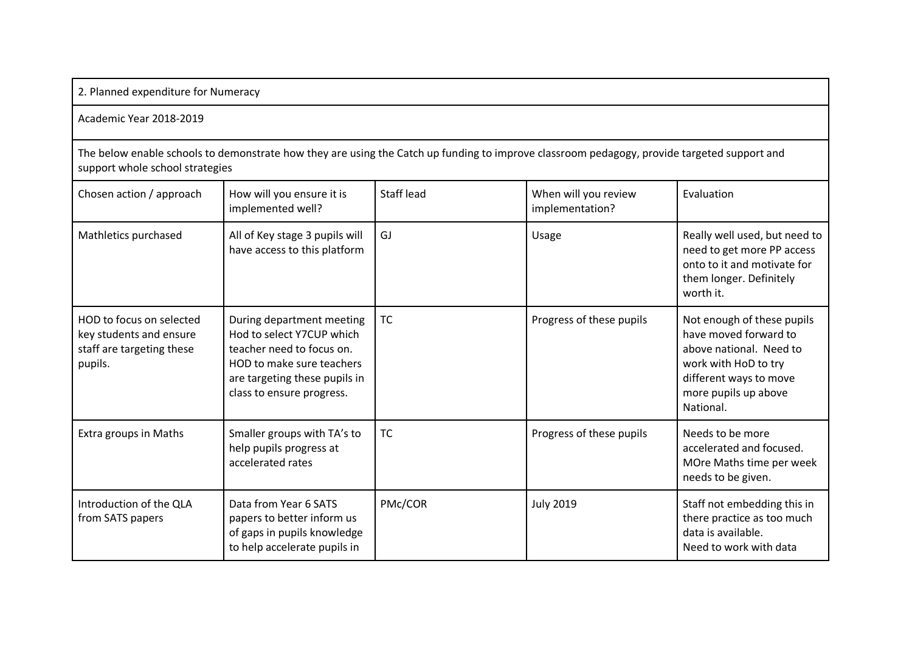| 2. Planned expenditure for Numeracy | | | | |
|---|---|---|---|---|
| Academic Year 2018-2019 | | | | |
| The below enable schools to demonstrate how they are using the Catch up funding to improve classroom pedagogy, provide targeted support and support whole school strategies | | | | |
| Chosen action / approach | How will you ensure it is implemented well? | Staff lead | When will you review implementation? | Evaluation |
| Mathletics purchased | All of Key stage 3 pupils will have access to this platform | GJ | Usage | Really well used, but need to need to get more PP access onto to it and motivate for them longer. Definitely worth it. |
| HOD to focus on selected key students and ensure staff are targeting these pupils. | During department meeting Hod to select Y7CUP which teacher need to focus on. HOD to make sure teachers are targeting these pupils in class to ensure progress. | TC | Progress of these pupils | Not enough of these pupils have moved forward to above national. Need to work with HoD to try different ways to move more pupils up above National. |
| Extra groups in Maths | Smaller groups with TA's to help pupils progress at accelerated rates | TC | Progress of these pupils | Needs to be more accelerated and focused. MOre Maths time per week needs to be given. |
| Introduction of the QLA from SATS papers | Data from Year 6 SATS papers to better inform us of gaps in pupils knowledge to help accelerate pupils in | PMc/COR | July 2019 | Staff not embedding this in there practice as too much data is available. Need to work with data |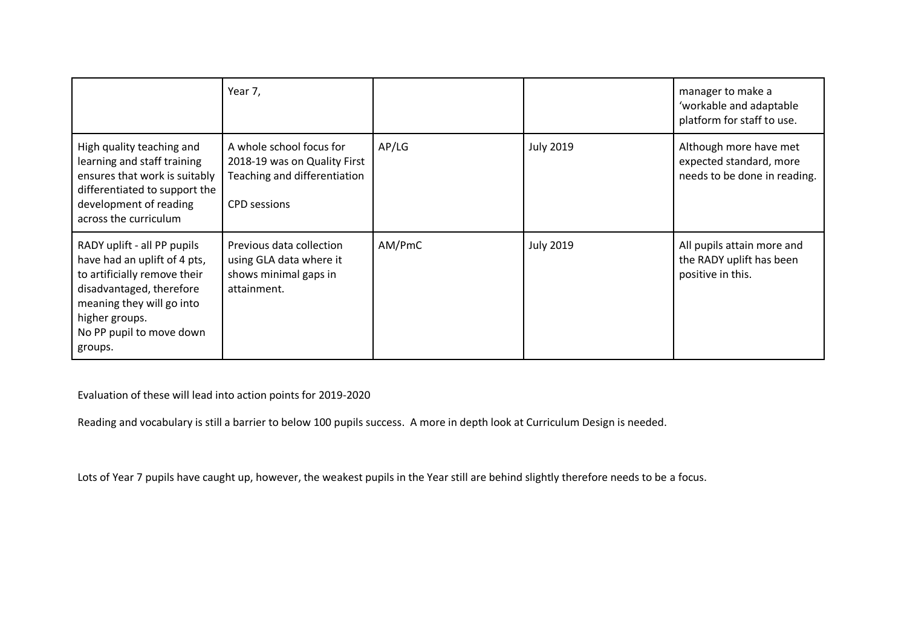| | | | | |
|---|---|---|---|---|
| | Year 7, | | | manager to make a 'workable and adaptable platform for staff to use. |
| High quality teaching and learning and staff training ensures that work is suitably differentiated to support the development of reading across the curriculum | A whole school focus for 2018-19 was on Quality First Teaching and differentiation<br><br>CPD sessions | AP/LG | July 2019 | Although more have met expected standard, more needs to be done in reading. |
| RADY uplift - all PP pupils have had an uplift of 4 pts, to artificially remove their disadvantaged, therefore meaning they will go into higher groups.<br>No PP pupil to move down groups. | Previous data collection using GLA data where it shows minimal gaps in attainment. | AM/PmC | July 2019 | All pupils attain more and the RADY uplift has been positive in this. |

Evaluation of these will lead into action points for 2019-2020

Reading and vocabulary is still a barrier to below 100 pupils success. A more in depth look at Curriculum Design is needed.

Lots of Year 7 pupils have caught up, however, the weakest pupils in the Year still are behind slightly therefore needs to be a focus.